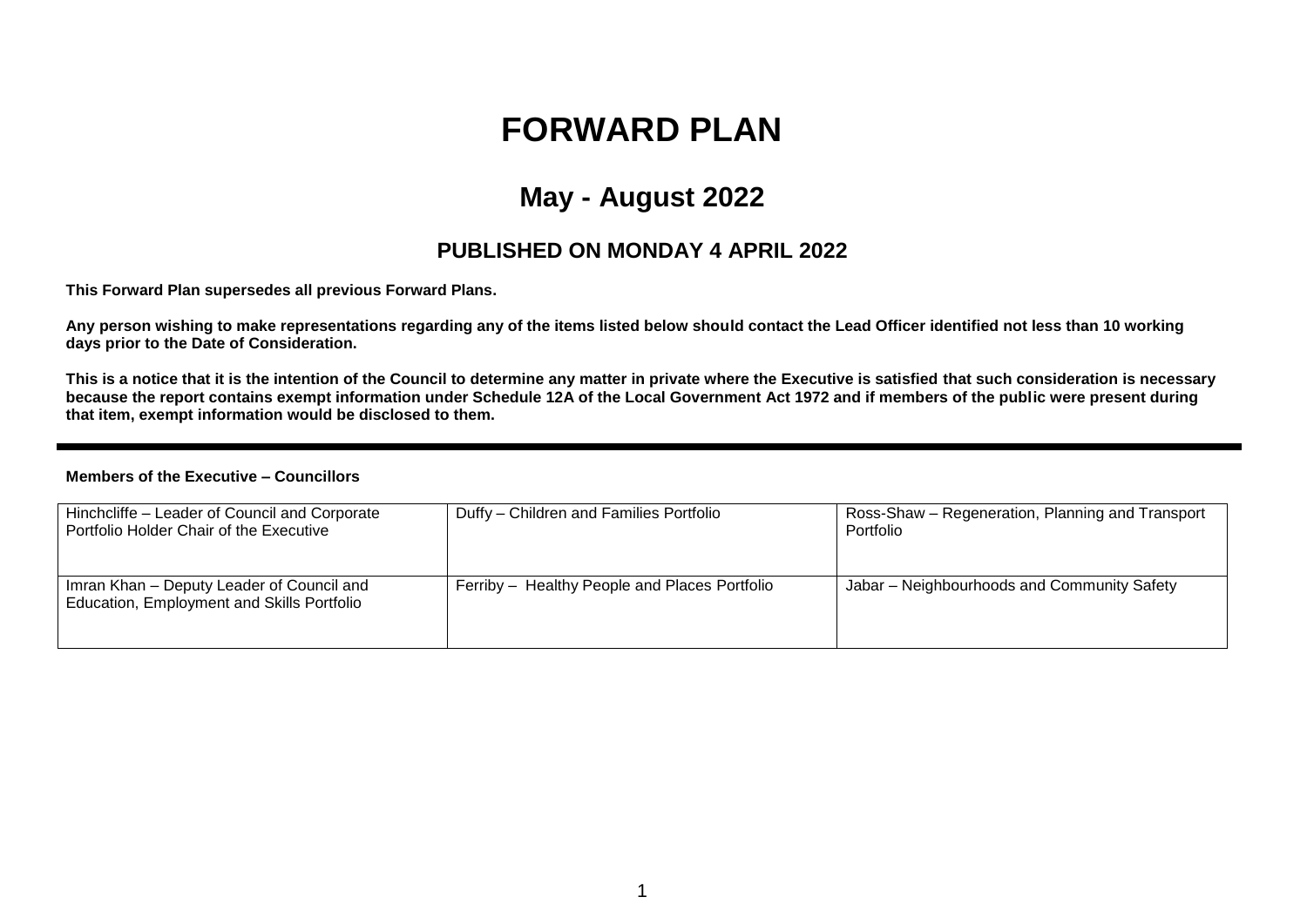# FORWARD PLAN

## May - August 2022

### PUBLISHED ON MONDAY 4 APRIL 2022

**This Forward Plan supersedes all previous Forward Plans.**

**Any person wishing to make representations regarding any of the items listed below should contact the Lead Officer identified not less than 10 working days prior to the Date of Consideration.**

**This is a notice that it is the intention of the Council to determine any matter in private where the Executive is satisfied that such consideration is necessary because the report contains exempt information under Schedule 12A of the Local Government Act 1972 and if members of the public were present during that item, exempt information would be disclosed to them.**

---

**Members of the Executive – Councillors**

| | | |
|---|---|---|
| Hinchcliffe – Leader of Council and Corporate Portfolio Holder Chair of the Executive | Duffy – Children and Families Portfolio | Ross-Shaw – Regeneration, Planning and Transport Portfolio |
| Imran Khan – Deputy Leader of Council and Education, Employment and Skills Portfolio | Ferriby – Healthy People and Places Portfolio | Jabar – Neighbourhoods and Community Safety |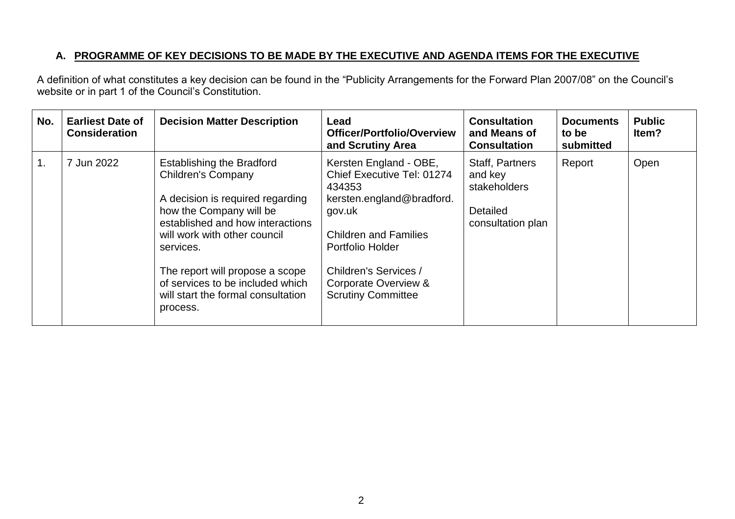## A. PROGRAMME OF KEY DECISIONS TO BE MADE BY THE EXECUTIVE AND AGENDA ITEMS FOR THE EXECUTIVE

A definition of what constitutes a key decision can be found in the "Publicity Arrangements for the Forward Plan 2007/08" on the Council's website or in part 1 of the Council's Constitution.

| No. | Earliest Date of Consideration | Decision Matter Description | Lead Officer/Portfolio/Overview and Scrutiny Area | Consultation and Means of Consultation | Documents to be submitted | Public Item? |
|---|---|---|---|---|---|---|
| 1. | 7 Jun 2022 | Establishing the Bradford Children's Company<br><br>A decision is required regarding how the Company will be established and how interactions will work with other council services.<br><br>The report will propose a scope of services to be included which will start the formal consultation process. | Kersten England - OBE, Chief Executive Tel: 01274 434353 kersten.england@bradford.gov.uk<br><br>Children and Families Portfolio Holder<br><br>Children's Services / Corporate Overview & Scrutiny Committee | Staff, Partners and key stakeholders<br><br>Detailed consultation plan | Report | Open |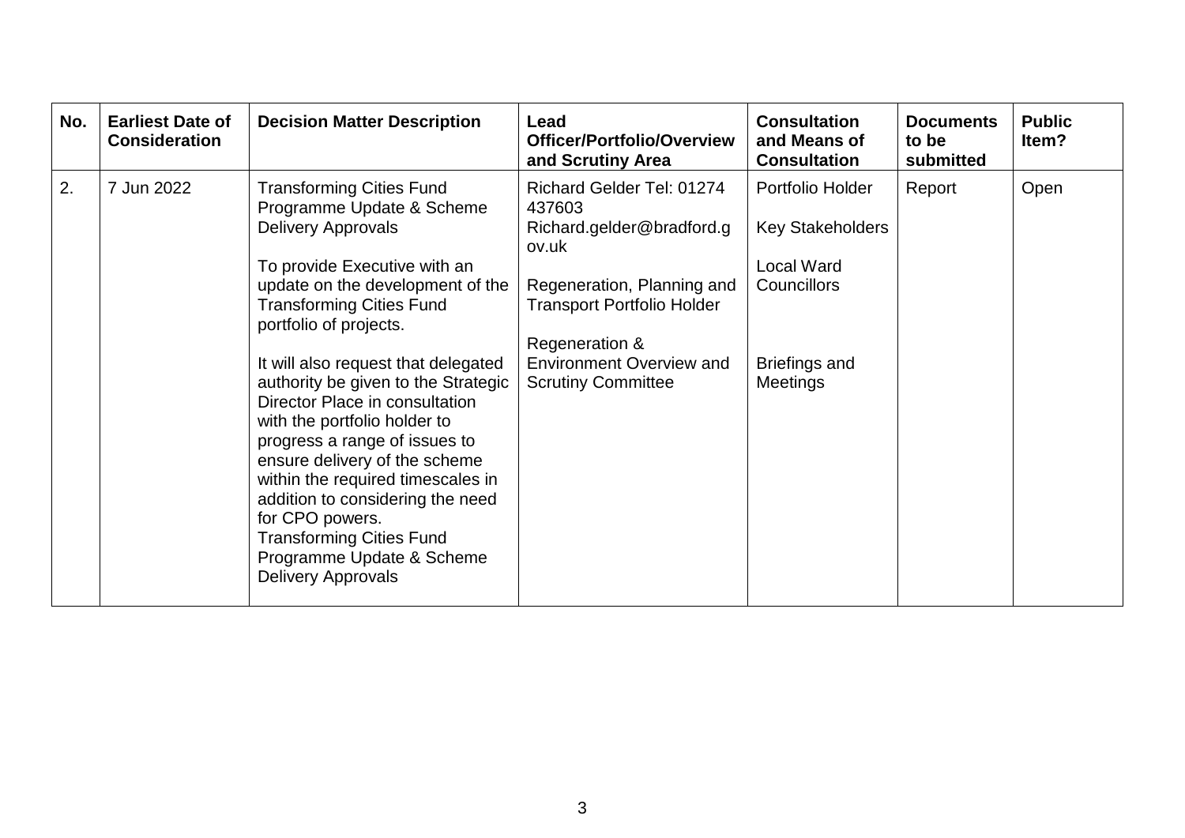| No. | Earliest Date of Consideration | Decision Matter Description | Lead Officer/Portfolio/Overview and Scrutiny Area | Consultation and Means of Consultation | Documents to be submitted | Public Item? |
|---|---|---|---|---|---|---|
| 2. | 7 Jun 2022 | Transforming Cities Fund Programme Update & Scheme Delivery Approvals<br><br>To provide Executive with an update on the development of the Transforming Cities Fund portfolio of projects.<br><br>It will also request that delegated authority be given to the Strategic Director Place in consultation with the portfolio holder to progress a range of issues to ensure delivery of the scheme within the required timescales in addition to considering the need for CPO powers.<br>Transforming Cities Fund Programme Update & Scheme Delivery Approvals | Richard Gelder Tel: 01274 437603<br>Richard.gelder@bradford.gov.uk<br><br>Regeneration, Planning and Transport Portfolio Holder<br><br>Regeneration & Environment Overview and Scrutiny Committee | Portfolio Holder<br><br>Key Stakeholders<br><br>Local Ward Councillors<br><br>Briefings and Meetings | Report | Open |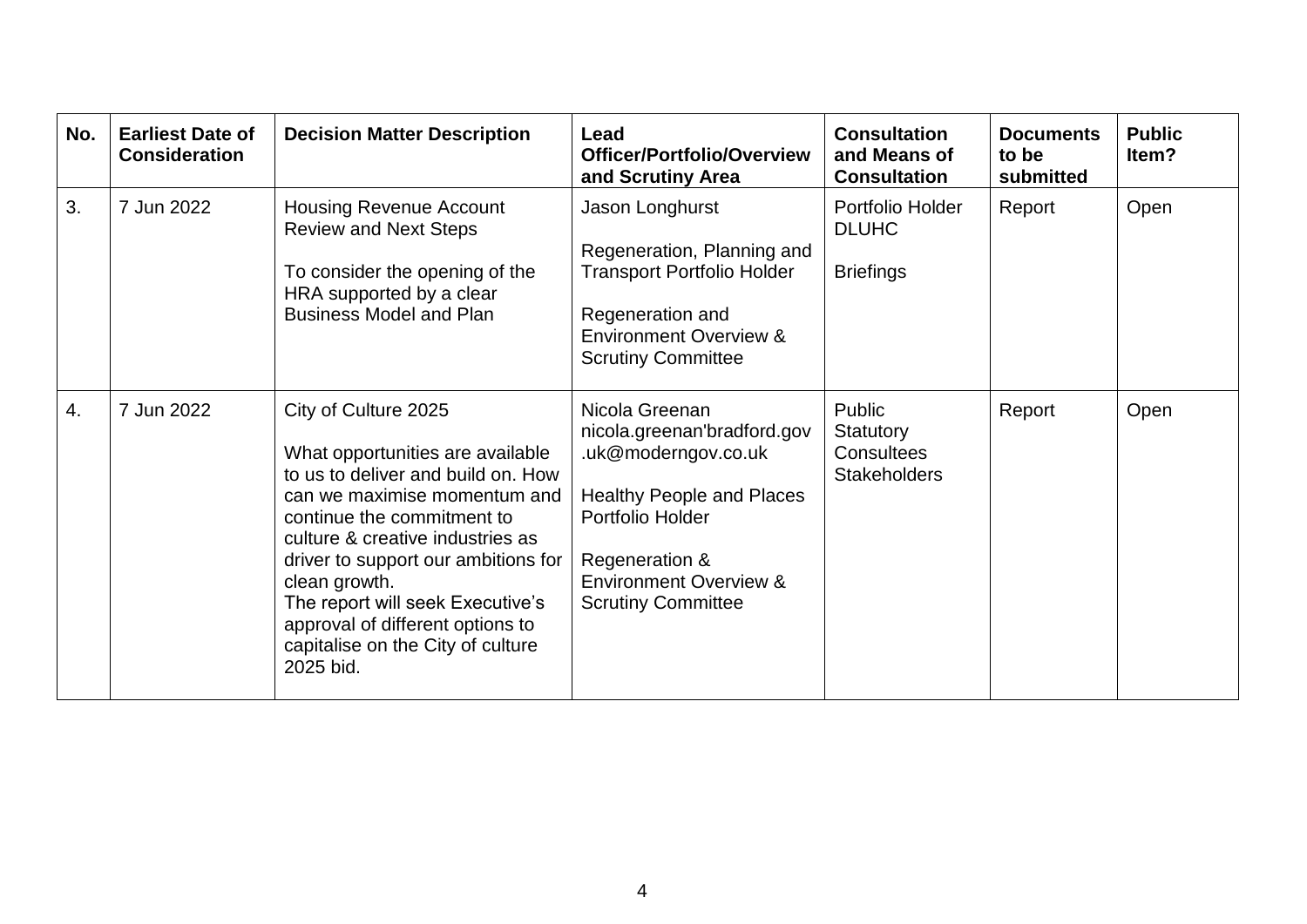| No. | Earliest Date of Consideration | Decision Matter Description | Lead Officer/Portfolio/Overview and Scrutiny Area | Consultation and Means of Consultation | Documents to be submitted | Public Item? |
|---|---|---|---|---|---|---|
| 3. | 7 Jun 2022 | Housing Revenue Account Review and Next Steps<br><br>To consider the opening of the HRA supported by a clear Business Model and Plan | Jason Longhurst<br><br>Regeneration, Planning and Transport Portfolio Holder<br><br>Regeneration and Environment Overview & Scrutiny Committee | Portfolio Holder<br>DLUHC<br><br>Briefings | Report | Open |
| 4. | 7 Jun 2022 | City of Culture 2025<br><br>What opportunities are available to us to deliver and build on. How can we maximise momentum and continue the commitment to culture & creative industries as driver to support our ambitions for clean growth.<br>The report will seek Executive's approval of different options to capitalise on the City of culture 2025 bid. | Nicola Greenan<br>nicola.greenan'bradford.gov.uk@moderngov.co.uk<br><br>Healthy People and Places Portfolio Holder<br><br>Regeneration & Environment Overview & Scrutiny Committee | Public<br>Statutory Consultees<br>Stakeholders | Report | Open |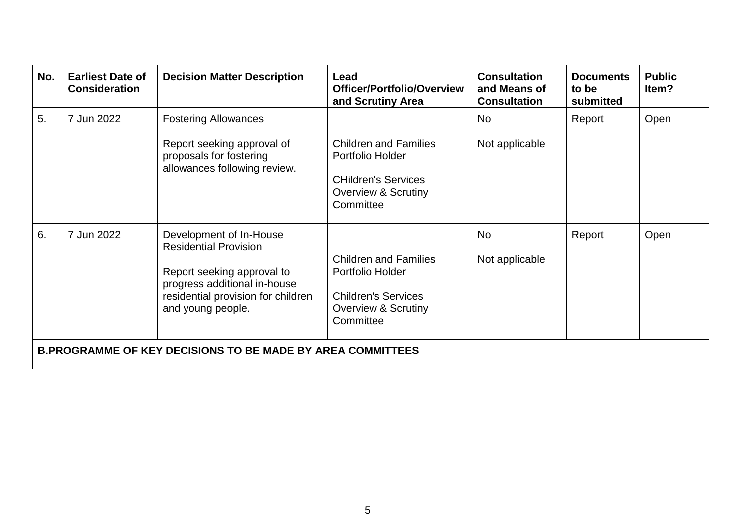| No. | Earliest Date of Consideration | Decision Matter Description | Lead Officer/Portfolio/Overview and Scrutiny Area | Consultation and Means of Consultation | Documents to be submitted | Public Item? |
|---|---|---|---|---|---|---|
| 5. | 7 Jun 2022 | Fostering Allowances<br><br>Report seeking approval of proposals for fostering allowances following review. | Children and Families Portfolio Holder<br><br>CHildren's Services Overview & Scrutiny Committee | No<br><br>Not applicable | Report | Open |
| 6. | 7 Jun 2022 | Development of In-House Residential Provision<br><br>Report seeking approval to progress additional in-house residential provision for children and young people. | Children and Families Portfolio Holder<br><br>Children's Services Overview & Scrutiny Committee | No<br><br>Not applicable | Report | Open |
| **B.PROGRAMME OF KEY DECISIONS TO BE MADE BY AREA COMMITTEES** | | | | | | |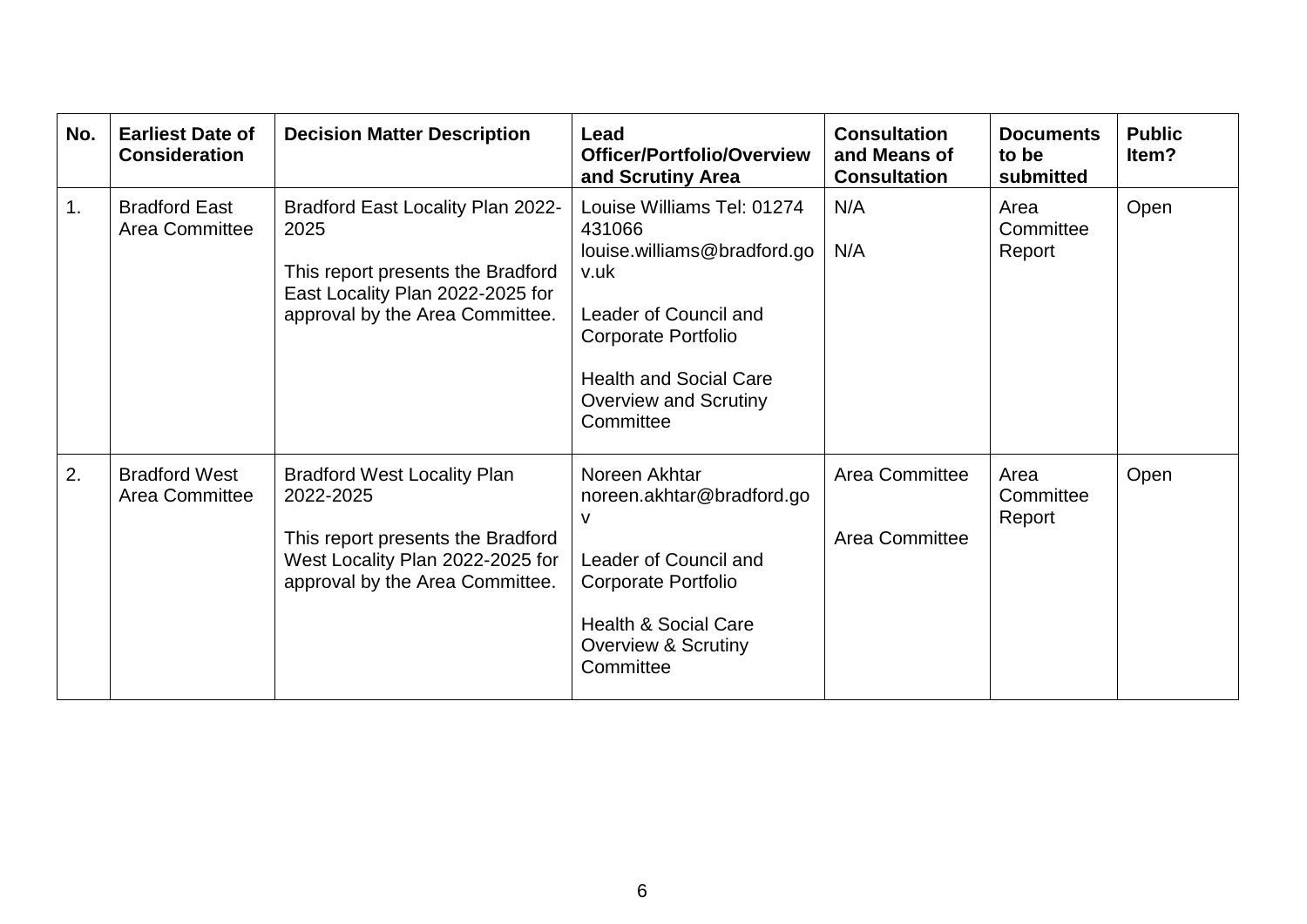| No. | Earliest Date of Consideration | Decision Matter Description | Lead Officer/Portfolio/Overview and Scrutiny Area | Consultation and Means of Consultation | Documents to be submitted | Public Item? |
|---|---|---|---|---|---|---|
| 1. | Bradford East Area Committee | Bradford East Locality Plan 2022-2025<br><br>This report presents the Bradford East Locality Plan 2022-2025 for approval by the Area Committee. | Louise Williams Tel: 01274 431066 louise.williams@bradford.gov.uk<br><br>Leader of Council and Corporate Portfolio<br><br>Health and Social Care Overview and Scrutiny Committee | N/A<br><br>N/A | Area Committee Report | Open |
| 2. | Bradford West Area Committee | Bradford West Locality Plan 2022-2025<br><br>This report presents the Bradford West Locality Plan 2022-2025 for approval by the Area Committee. | Noreen Akhtar noreen.akhtar@bradford.gov<br><br>Leader of Council and Corporate Portfolio<br><br>Health & Social Care Overview & Scrutiny Committee | Area Committee<br><br>Area Committee | Area Committee Report | Open |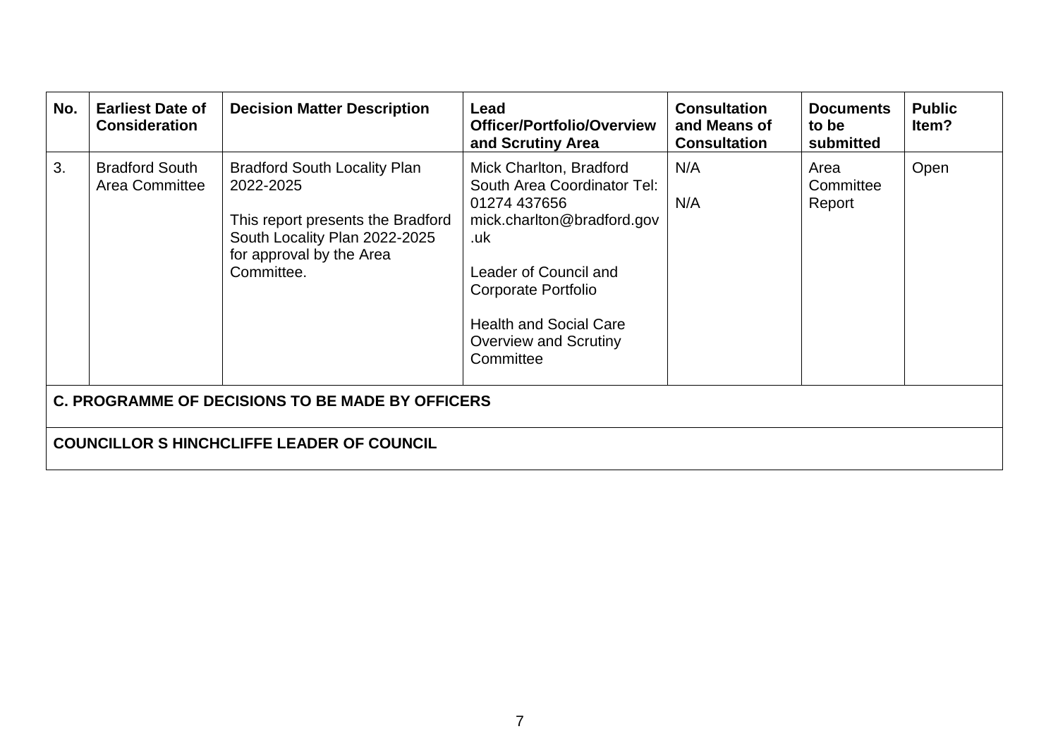| No. | Earliest Date of Consideration | Decision Matter Description | Lead Officer/Portfolio/Overview and Scrutiny Area | Consultation and Means of Consultation | Documents to be submitted | Public Item? |
|---|---|---|---|---|---|---|
| 3. | Bradford South Area Committee | Bradford South Locality Plan 2022-2025<br><br>This report presents the Bradford South Locality Plan 2022-2025 for approval by the Area Committee. | Mick Charlton, Bradford South Area Coordinator Tel: 01274 437656 mick.charlton@bradford.gov.uk<br><br>Leader of Council and Corporate Portfolio<br><br>Health and Social Care Overview and Scrutiny Committee | N/A<br><br>N/A | Area Committee Report | Open |

**C. PROGRAMME OF DECISIONS TO BE MADE BY OFFICERS**

**COUNCILLOR S HINCHCLIFFE LEADER OF COUNCIL**